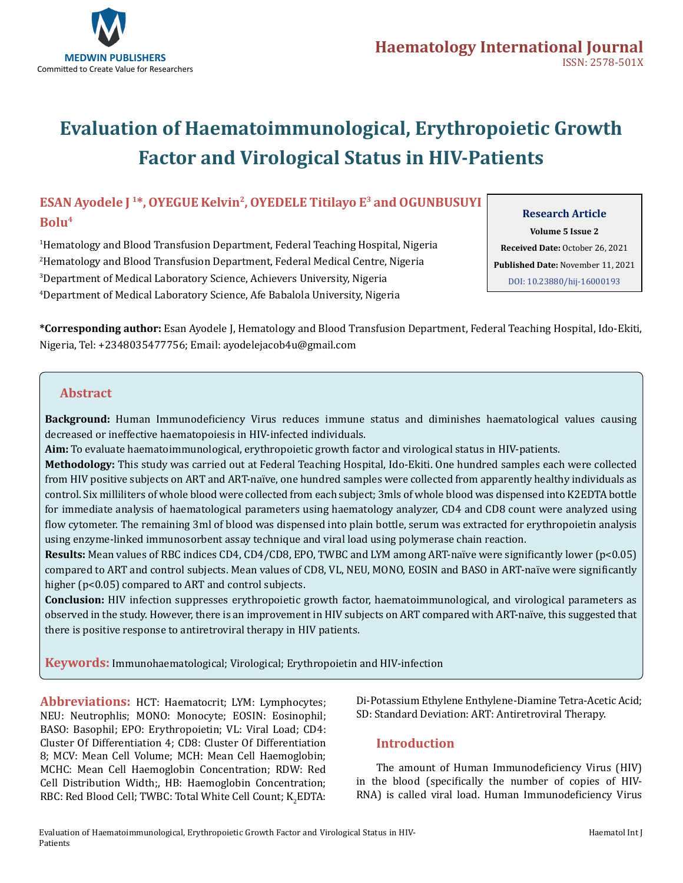# Evaluation of Haematoimmunological, Erythropoietic Growth Factor and Virological Status in HIV-Patients

**ESAN Ayodele J [1]*, OYEGUE Kelvin[2], OYEDELE Titilayo E[3] and OGUNBUSUYI Bolu[4]**

[1]Hematology and Blood Transfusion Department, Federal Teaching Hospital, Nigeria

[2]Hematology and Blood Transfusion Department, Federal Medical Centre, Nigeria

[3]Department of Medical Laboratory Science, Achievers University, Nigeria

[4]Department of Medical Laboratory Science, Afe Babalola University, Nigeria

**Research Article**

**Volume 5 Issue 2**

**Received Date:** October 26, 2021

**Published Date:** November 11, 2021

DOI: 10.23880/hij-16000193

**\*Corresponding author:** Esan Ayodele J, Hematology and Blood Transfusion Department, Federal Teaching Hospital, Ido-Ekiti, Nigeria, Tel: +2348035477756; Email: ayodelejacob4u@gmail.com

## Abstract

**Background:** Human Immunodeficiency Virus reduces immune status and diminishes haematological values causing decreased or ineffective haematopoiesis in HIV-infected individuals.

**Aim:** To evaluate haematoimmunological, erythropoietic growth factor and virological status in HIV-patients.

**Methodology:** This study was carried out at Federal Teaching Hospital, Ido-Ekiti. One hundred samples each were collected from HIV positive subjects on ART and ART-naïve, one hundred samples were collected from apparently healthy individuals as control. Six milliliters of whole blood were collected from each subject; 3mls of whole blood was dispensed into K2EDTA bottle for immediate analysis of haematological parameters using haematology analyzer, CD4 and CD8 count were analyzed using flow cytometer. The remaining 3ml of blood was dispensed into plain bottle, serum was extracted for erythropoietin analysis using enzyme-linked immunosorbent assay technique and viral load using polymerase chain reaction.

**Results:** Mean values of RBC indices CD4, CD4/CD8, EPO, TWBC and LYM among ART-naïve were significantly lower ($p<0.05$) compared to ART and control subjects. Mean values of CD8, VL, NEU, MONO, EOSIN and BASO in ART-naïve were significantly higher ($p<0.05$) compared to ART and control subjects.

**Conclusion:** HIV infection suppresses erythropoietic growth factor, haematoimmunological, and virological parameters as observed in the study. However, there is an improvement in HIV subjects on ART compared with ART-naïve, this suggested that there is positive response to antiretroviral therapy in HIV patients.

**Keywords:** Immunohaematological; Virological; Erythropoietin and HIV-infection

**Abbreviations:** HCT: Haematocrit; LYM: Lymphocytes; NEU: Neutrophlis; MONO: Monocyte; EOSIN: Eosinophil; BASO: Basophil; EPO: Erythropoietin; VL: Viral Load; CD4: Cluster Of Differentiation 4; CD8: Cluster Of Differentiation 8; MCV: Mean Cell Volume; MCH: Mean Cell Haemoglobin; MCHC: Mean Cell Haemoglobin Concentration; RDW: Red Cell Distribution Width;, HB: Haemoglobin Concentration; RBC: Red Blood Cell; TWBC: Total White Cell Count; $K_2$EDTA: Di-Potassium Ethylene Enthylene-Diamine Tetra-Acetic Acid; SD: Standard Deviation: ART: Antiretroviral Therapy.

## Introduction

The amount of Human Immunodeficiency Virus (HIV) in the blood (specifically the number of copies of HIV-RNA) is called viral load. Human Immunodeficiency Virus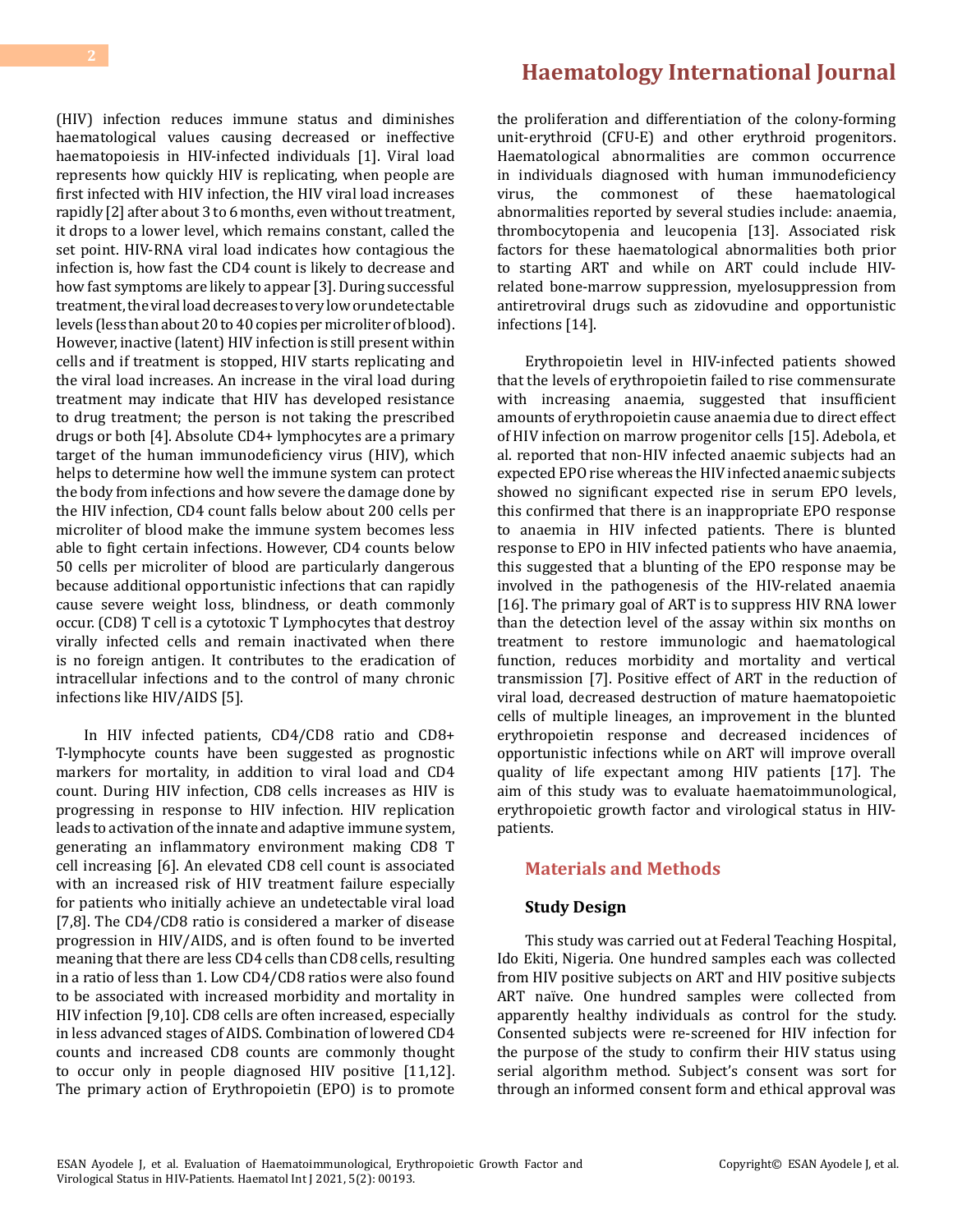(HIV) infection reduces immune status and diminishes haematological values causing decreased or ineffective haematopoiesis in HIV-infected individuals [1]. Viral load represents how quickly HIV is replicating, when people are first infected with HIV infection, the HIV viral load increases rapidly [2] after about 3 to 6 months, even without treatment, it drops to a lower level, which remains constant, called the set point. HIV-RNA viral load indicates how contagious the infection is, how fast the CD4 count is likely to decrease and how fast symptoms are likely to appear [3]. During successful treatment, the viral load decreases to very low or undetectable levels (less than about 20 to 40 copies per microliter of blood). However, inactive (latent) HIV infection is still present within cells and if treatment is stopped, HIV starts replicating and the viral load increases. An increase in the viral load during treatment may indicate that HIV has developed resistance to drug treatment; the person is not taking the prescribed drugs or both [4]. Absolute CD4+ lymphocytes are a primary target of the human immunodeficiency virus (HIV), which helps to determine how well the immune system can protect the body from infections and how severe the damage done by the HIV infection, CD4 count falls below about 200 cells per microliter of blood make the immune system becomes less able to fight certain infections. However, CD4 counts below 50 cells per microliter of blood are particularly dangerous because additional opportunistic infections that can rapidly cause severe weight loss, blindness, or death commonly occur. (CD8) T cell is a cytotoxic T Lymphocytes that destroy virally infected cells and remain inactivated when there is no foreign antigen. It contributes to the eradication of intracellular infections and to the control of many chronic infections like HIV/AIDS [5].

In HIV infected patients, CD4/CD8 ratio and CD8+ T-lymphocyte counts have been suggested as prognostic markers for mortality, in addition to viral load and CD4 count. During HIV infection, CD8 cells increases as HIV is progressing in response to HIV infection. HIV replication leads to activation of the innate and adaptive immune system, generating an inflammatory environment making CD8 T cell increasing [6]. An elevated CD8 cell count is associated with an increased risk of HIV treatment failure especially for patients who initially achieve an undetectable viral load [7,8]. The CD4/CD8 ratio is considered a marker of disease progression in HIV/AIDS, and is often found to be inverted meaning that there are less CD4 cells than CD8 cells, resulting in a ratio of less than 1. Low CD4/CD8 ratios were also found to be associated with increased morbidity and mortality in HIV infection [9,10]. CD8 cells are often increased, especially in less advanced stages of AIDS. Combination of lowered CD4 counts and increased CD8 counts are commonly thought to occur only in people diagnosed HIV positive [11,12]. The primary action of Erythropoietin (EPO) is to promote the proliferation and differentiation of the colony-forming unit-erythroid (CFU-E) and other erythroid progenitors. Haematological abnormalities are common occurrence in individuals diagnosed with human immunodeficiency virus, the commonest of these haematological abnormalities reported by several studies include: anaemia, thrombocytopenia and leucopenia [13]. Associated risk factors for these haematological abnormalities both prior to starting ART and while on ART could include HIV-related bone-marrow suppression, myelosuppression from antiretroviral drugs such as zidovudine and opportunistic infections [14].

Erythropoietin level in HIV-infected patients showed that the levels of erythropoietin failed to rise commensurate with increasing anaemia, suggested that insufficient amounts of erythropoietin cause anaemia due to direct effect of HIV infection on marrow progenitor cells [15]. Adebola, et al. reported that non-HIV infected anaemic subjects had an expected EPO rise whereas the HIV infected anaemic subjects showed no significant expected rise in serum EPO levels, this confirmed that there is an inappropriate EPO response to anaemia in HIV infected patients. There is blunted response to EPO in HIV infected patients who have anaemia, this suggested that a blunting of the EPO response may be involved in the pathogenesis of the HIV-related anaemia [16]. The primary goal of ART is to suppress HIV RNA lower than the detection level of the assay within six months on treatment to restore immunologic and haematological function, reduces morbidity and mortality and vertical transmission [7]. Positive effect of ART in the reduction of viral load, decreased destruction of mature haematopoietic cells of multiple lineages, an improvement in the blunted erythropoietin response and decreased incidences of opportunistic infections while on ART will improve overall quality of life expectant among HIV patients [17]. The aim of this study was to evaluate haematoimmunological, erythropoietic growth factor and virological status in HIV-patients.

## Materials and Methods

### Study Design

This study was carried out at Federal Teaching Hospital, Ido Ekiti, Nigeria. One hundred samples each was collected from HIV positive subjects on ART and HIV positive subjects ART naïve. One hundred samples were collected from apparently healthy individuals as control for the study. Consented subjects were re-screened for HIV infection for the purpose of the study to confirm their HIV status using serial algorithm method. Subject's consent was sort for through an informed consent form and ethical approval was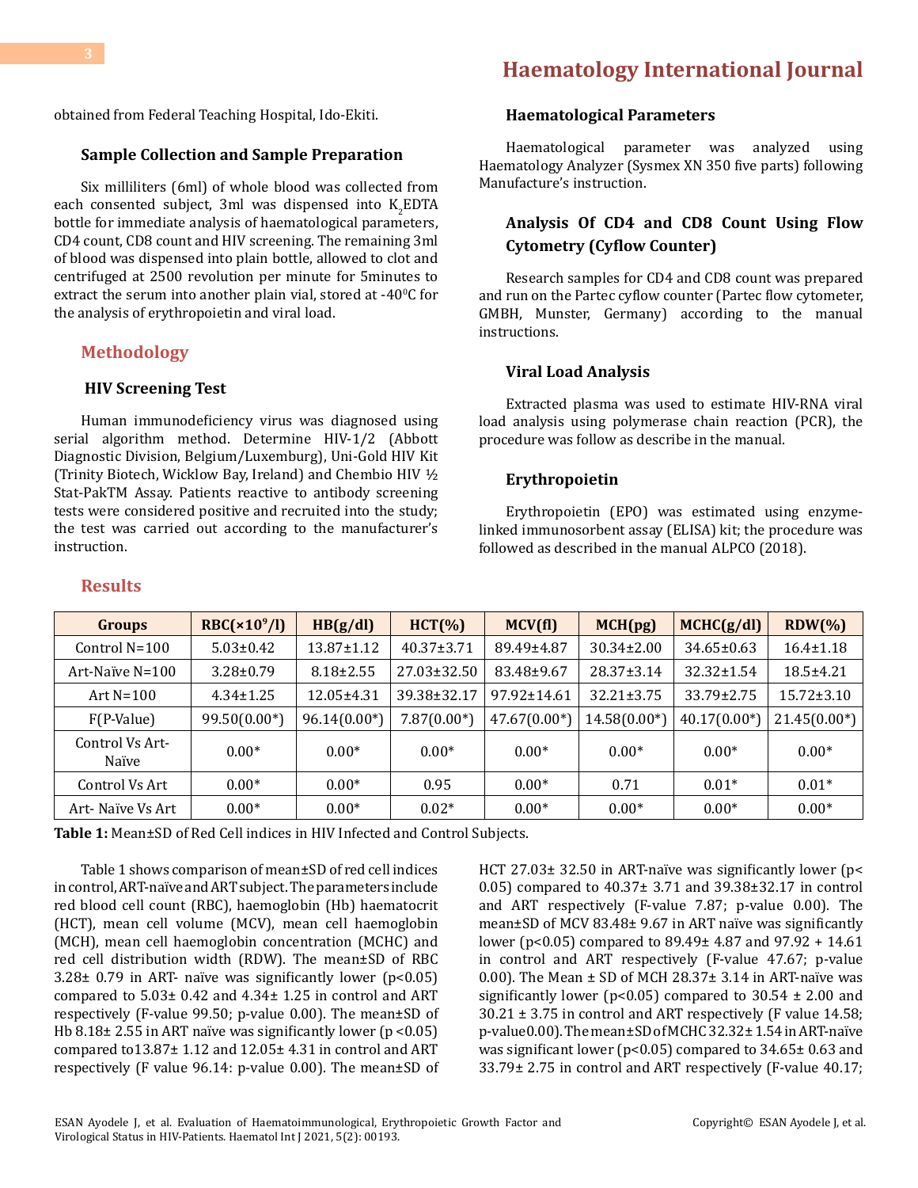obtained from Federal Teaching Hospital, Ido-Ekiti.

### Sample Collection and Sample Preparation

Six milliliters (6ml) of whole blood was collected from each consented subject, 3ml was dispensed into $K_2$EDTA bottle for immediate analysis of haematological parameters, CD4 count, CD8 count and HIV screening. The remaining 3ml of blood was dispensed into plain bottle, allowed to clot and centrifuged at 2500 revolution per minute for 5minutes to extract the serum into another plain vial, stored at -40$^0$C for the analysis of erythropoietin and viral load.

## Methodology

### HIV Screening Test

Human immunodeficiency virus was diagnosed using serial algorithm method. Determine HIV-1/2 (Abbott Diagnostic Division, Belgium/Luxemburg), Uni-Gold HIV Kit (Trinity Biotech, Wicklow Bay, Ireland) and Chembio HIV ½ Stat-PakTM Assay. Patients reactive to antibody screening tests were considered positive and recruited into the study; the test was carried out according to the manufacturer's instruction.

### Haematological Parameters

Haematological parameter was analyzed using Haematology Analyzer (Sysmex XN 350 five parts) following Manufacture's instruction.

### Analysis Of CD4 and CD8 Count Using Flow Cytometry (Cyflow Counter)

Research samples for CD4 and CD8 count was prepared and run on the Partec cyflow counter (Partec flow cytometer, GMBH, Munster, Germany) according to the manual instructions.

### Viral Load Analysis

Extracted plasma was used to estimate HIV-RNA viral load analysis using polymerase chain reaction (PCR), the procedure was follow as describe in the manual.

### Erythropoietin

Erythropoietin (EPO) was estimated using enzyme-linked immunosorbent assay (ELISA) kit; the procedure was followed as described in the manual ALPCO (2018).

## Results

| Groups | RBC($\times10^9$/l) | HB(g/dl) | HCT(%) | MCV(fl) | MCH(pg) | MCHC(g/dl) | RDW(%) |
|---|---|---|---|---|---|---|---|
| Control N=100 | 5.03±0.42 | 13.87±1.12 | 40.37±3.71 | 89.49±4.87 | 30.34±2.00 | 34.65±0.63 | 16.4±1.18 |
| Art-Naïve N=100 | 3.28±0.79 | 8.18±2.55 | 27.03±32.50 | 83.48±9.67 | 28.37±3.14 | 32.32±1.54 | 18.5±4.21 |
| Art N=100 | 4.34±1.25 | 12.05±4.31 | 39.38±32.17 | 97.92±14.61 | 32.21±3.75 | 33.79±2.75 | 15.72±3.10 |
| F(P-Value) | 99.50(0.00*) | 96.14(0.00*) | 7.87(0.00*) | 47.67(0.00*) | 14.58(0.00*) | 40.17(0.00*) | 21.45(0.00*) |
| Control Vs Art-Naïve | 0.00* | 0.00* | 0.00* | 0.00* | 0.00* | 0.00* | 0.00* |
| Control Vs Art | 0.00* | 0.00* | 0.95 | 0.00* | 0.71 | 0.01* | 0.01* |
| Art- Naïve Vs Art | 0.00* | 0.00* | 0.02* | 0.00* | 0.00* | 0.00* | 0.00* |

**Table 1:** Mean±SD of Red Cell indices in HIV Infected and Control Subjects.

Table 1 shows comparison of mean±SD of red cell indices in control, ART-naïve and ART subject. The parameters include red blood cell count (RBC), haemoglobin (Hb) haematocrit (HCT), mean cell volume (MCV), mean cell haemoglobin (MCH), mean cell haemoglobin concentration (MCHC) and red cell distribution width (RDW). The mean±SD of RBC 3.28± 0.79 in ART- naïve was significantly lower ($p<0.05$) compared to 5.03± 0.42 and 4.34± 1.25 in control and ART respectively (F-value 99.50; p-value 0.00). The mean±SD of Hb 8.18± 2.55 in ART naïve was significantly lower ($p<0.05$) compared to13.87± 1.12 and 12.05± 4.31 in control and ART respectively (F value 96.14: p-value 0.00). The mean±SD of HCT 27.03± 32.50 in ART-naïve was significantly lower ($p<0.05$) compared to 40.37± 3.71 and 39.38±32.17 in control and ART respectively (F-value 7.87; p-value 0.00). The mean±SD of MCV 83.48± 9.67 in ART naïve was significantly lower ($p<0.05$) compared to 89.49± 4.87 and 97.92 + 14.61 in control and ART respectively (F-value 47.67; p-value 0.00). The Mean ± SD of MCH 28.37± 3.14 in ART-naïve was significantly lower ($p<0.05$) compared to 30.54 ± 2.00 and 30.21 ± 3.75 in control and ART respectively (F value 14.58; p-value0.00). The mean±SD of MCHC 32.32± 1.54 in ART-naïve was significant lower ($p<0.05$) compared to 34.65± 0.63 and 33.79± 2.75 in control and ART respectively (F-value 40.17;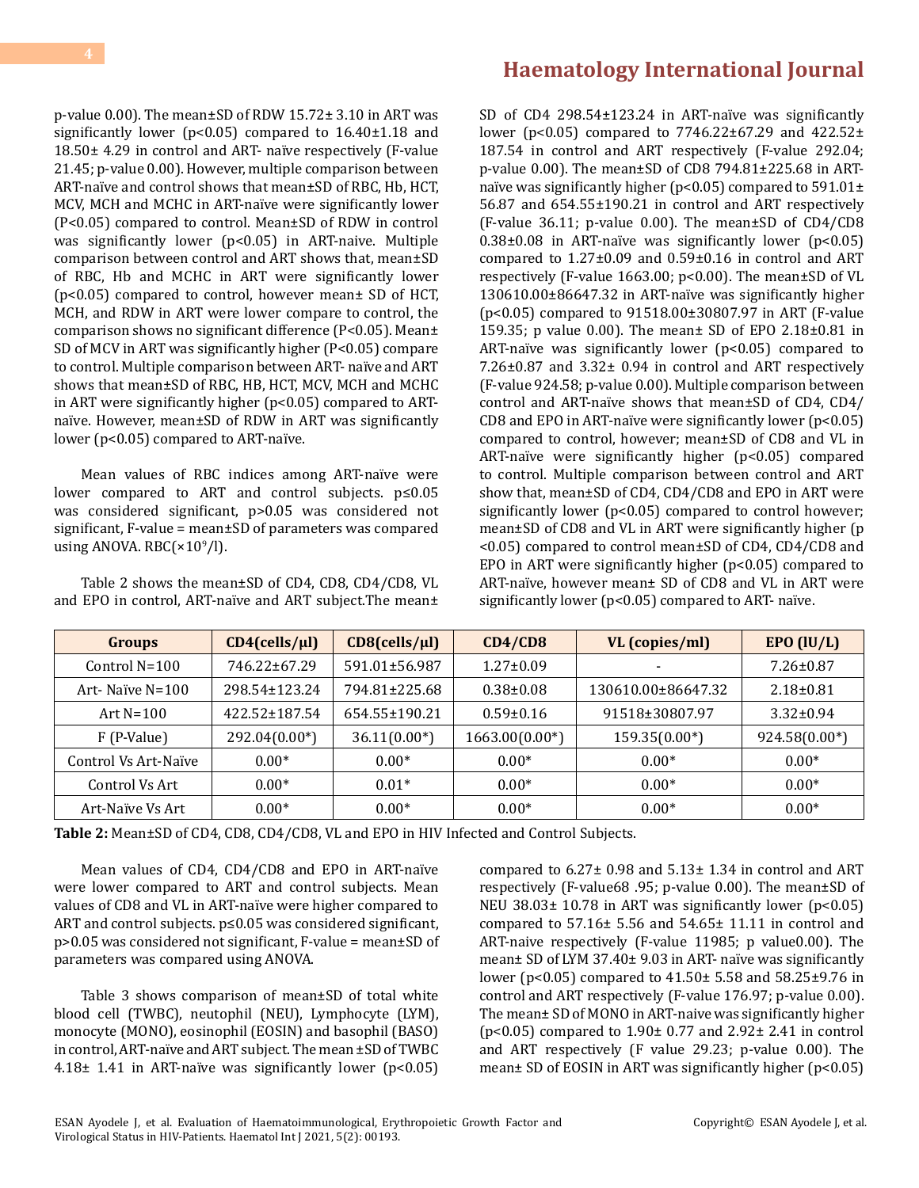p-value 0.00). The mean±SD of RDW 15.72± 3.10 in ART was significantly lower ($p<0.05$) compared to 16.40±1.18 and 18.50± 4.29 in control and ART- naïve respectively (F-value 21.45; p-value 0.00). However, multiple comparison between ART-naïve and control shows that mean±SD of RBC, Hb, HCT, MCV, MCH and MCHC in ART-naïve were significantly lower ($P<0.05$) compared to control. Mean±SD of RDW in control was significantly lower ($p<0.05$) in ART-naive. Multiple comparison between control and ART shows that, mean±SD of RBC, Hb and MCHC in ART were significantly lower ($p<0.05$) compared to control, however mean± SD of HCT, MCH, and RDW in ART were lower compare to control, the comparison shows no significant difference ($P<0.05$). Mean± SD of MCV in ART was significantly higher ($P<0.05$) compare to control. Multiple comparison between ART- naïve and ART shows that mean±SD of RBC, HB, HCT, MCV, MCH and MCHC in ART were significantly higher ($p<0.05$) compared to ART-naïve. However, mean±SD of RDW in ART was significantly lower ($p<0.05$) compared to ART-naïve.

Mean values of RBC indices among ART-naïve were lower compared to ART and control subjects. $p\leq0.05$ was considered significant, $p>0.05$ was considered not significant, F-value = mean±SD of parameters was compared using ANOVA. RBC($\times10^9$/l).

Table 2 shows the mean±SD of CD4, CD8, CD4/CD8, VL and EPO in control, ART-naïve and ART subject.The mean± SD of CD4 298.54±123.24 in ART-naïve was significantly lower ($p<0.05$) compared to 7746.22±67.29 and 422.52± 187.54 in control and ART respectively (F-value 292.04; p-value 0.00). The mean±SD of CD8 794.81±225.68 in ART-naïve was significantly higher ($p<0.05$) compared to 591.01± 56.87 and 654.55±190.21 in control and ART respectively (F-value 36.11; p-value 0.00). The mean±SD of CD4/CD8 0.38±0.08 in ART-naïve was significantly lower ($p<0.05$) compared to 1.27±0.09 and 0.59±0.16 in control and ART respectively (F-value 1663.00; $p<0.00$). The mean±SD of VL 130610.00±86647.32 in ART-naïve was significantly higher ($p<0.05$) compared to 91518.00±30807.97 in ART (F-value 159.35; p value 0.00). The mean± SD of EPO 2.18±0.81 in ART-naïve was significantly lower ($p<0.05$) compared to 7.26±0.87 and 3.32± 0.94 in control and ART respectively (F-value 924.58; p-value 0.00). Multiple comparison between control and ART-naïve shows that mean±SD of CD4, CD4/CD8 and EPO in ART-naïve were significantly lower ($p<0.05$) compared to control, however; mean±SD of CD8 and VL in ART-naïve were significantly higher ($p<0.05$) compared to control. Multiple comparison between control and ART show that, mean±SD of CD4, CD4/CD8 and EPO in ART were significantly lower ($p<0.05$) compared to control however; mean±SD of CD8 and VL in ART were significantly higher ($p<0.05$) compared to control mean±SD of CD4, CD4/CD8 and EPO in ART were significantly higher ($p<0.05$) compared to ART-naïve, however mean± SD of CD8 and VL in ART were significantly lower ($p<0.05$) compared to ART- naïve.

| Groups | CD4(cells/µl) | CD8(cells/µl) | CD4/CD8 | VL (copies/ml) | EPO (IU/L) |
|---|---|---|---|---|---|
| Control N=100 | 746.22±67.29 | 591.01±56.987 | 1.27±0.09 | - | 7.26±0.87 |
| Art- Naïve N=100 | 298.54±123.24 | 794.81±225.68 | 0.38±0.08 | 130610.00±86647.32 | 2.18±0.81 |
| Art N=100 | 422.52±187.54 | 654.55±190.21 | 0.59±0.16 | 91518±30807.97 | 3.32±0.94 |
| F (P-Value) | 292.04(0.00*) | 36.11(0.00*) | 1663.00(0.00*) | 159.35(0.00*) | 924.58(0.00*) |
| Control Vs Art-Naïve | 0.00* | 0.00* | 0.00* | 0.00* | 0.00* |
| Control Vs Art | 0.00* | 0.01* | 0.00* | 0.00* | 0.00* |
| Art-Naïve Vs Art | 0.00* | 0.00* | 0.00* | 0.00* | 0.00* |

**Table 2:** Mean±SD of CD4, CD8, CD4/CD8, VL and EPO in HIV Infected and Control Subjects.

Mean values of CD4, CD4/CD8 and EPO in ART-naïve were lower compared to ART and control subjects. Mean values of CD8 and VL in ART-naïve were higher compared to ART and control subjects. $p\leq0.05$ was considered significant, $p>0.05$ was considered not significant, F-value = mean±SD of parameters was compared using ANOVA.

Table 3 shows comparison of mean±SD of total white blood cell (TWBC), neutophil (NEU), Lymphocyte (LYM), monocyte (MONO), eosinophil (EOSIN) and basophil (BASO) in control, ART-naïve and ART subject. The mean ±SD of TWBC 4.18± 1.41 in ART-naïve was significantly lower ($p<0.05$) compared to 6.27± 0.98 and 5.13± 1.34 in control and ART respectively (F-value68 .95; p-value 0.00). The mean±SD of NEU 38.03± 10.78 in ART was significantly lower ($p<0.05$) compared to 57.16± 5.56 and 54.65± 11.11 in control and ART-naive respectively (F-value 11985; p value0.00). The mean± SD of LYM 37.40± 9.03 in ART- naïve was significantly lower ($p<0.05$) compared to 41.50± 5.58 and 58.25±9.76 in control and ART respectively (F-value 176.97; p-value 0.00). The mean± SD of MONO in ART-naive was significantly higher ($p<0.05$) compared to 1.90± 0.77 and 2.92± 2.41 in control and ART respectively (F value 29.23; p-value 0.00). The mean± SD of EOSIN in ART was significantly higher ($p<0.05$)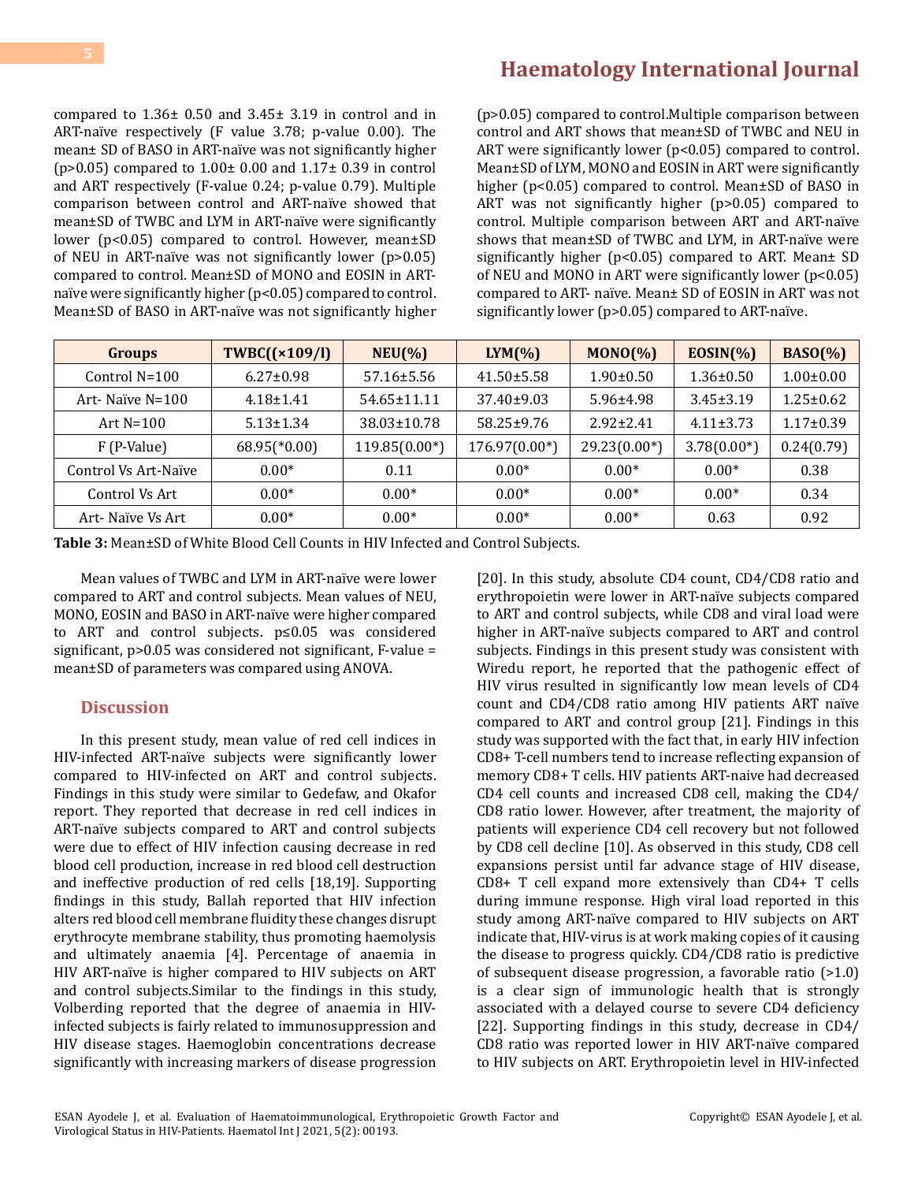compared to 1.36± 0.50 and 3.45± 3.19 in control and in ART-naïve respectively (F value 3.78; p-value 0.00). The mean± SD of BASO in ART-naïve was not significantly higher (p>0.05) compared to 1.00± 0.00 and 1.17± 0.39 in control and ART respectively (F-value 0.24; p-value 0.79). Multiple comparison between control and ART-naïve showed that mean±SD of TWBC and LYM in ART-naïve were significantly lower (p<0.05) compared to control. However, mean±SD of NEU in ART-naïve was not significantly lower (p>0.05) compared to control. Mean±SD of MONO and EOSIN in ART-naïve were significantly higher (p<0.05) compared to control. Mean±SD of BASO in ART-naïve was not significantly higher (p>0.05) compared to control.Multiple comparison between control and ART shows that mean±SD of TWBC and NEU in ART were significantly lower (p<0.05) compared to control. Mean±SD of LYM, MONO and EOSIN in ART were significantly higher (p<0.05) compared to control. Mean±SD of BASO in ART was not significantly higher (p>0.05) compared to control. Multiple comparison between ART and ART-naïve shows that mean±SD of TWBC and LYM, in ART-naïve were significantly higher (p<0.05) compared to ART. Mean± SD of NEU and MONO in ART were significantly lower (p<0.05) compared to ART- naïve. Mean± SD of EOSIN in ART was not significantly lower (p>0.05) compared to ART-naïve.

| Groups | TWBC((×109/l) | NEU(%) | LYM(%) | MONO(%) | EOSIN(%) | BASO(%) |
|---|---|---|---|---|---|---|
| Control N=100 | 6.27±0.98 | 57.16±5.56 | 41.50±5.58 | 1.90±0.50 | 1.36±0.50 | 1.00±0.00 |
| Art- Naïve N=100 | 4.18±1.41 | 54.65±11.11 | 37.40±9.03 | 5.96±4.98 | 3.45±3.19 | 1.25±0.62 |
| Art N=100 | 5.13±1.34 | 38.03±10.78 | 58.25±9.76 | 2.92±2.41 | 4.11±3.73 | 1.17±0.39 |
| F (P-Value) | 68.95(*0.00) | 119.85(0.00*) | 176.97(0.00*) | 29.23(0.00*) | 3.78(0.00*) | 0.24(0.79) |
| Control Vs Art-Naïve | 0.00* | 0.11 | 0.00* | 0.00* | 0.00* | 0.38 |
| Control Vs Art | 0.00* | 0.00* | 0.00* | 0.00* | 0.00* | 0.34 |
| Art- Naïve Vs Art | 0.00* | 0.00* | 0.00* | 0.00* | 0.63 | 0.92 |

**Table 3:** Mean±SD of White Blood Cell Counts in HIV Infected and Control Subjects.

Mean values of TWBC and LYM in ART-naïve were lower compared to ART and control subjects. Mean values of NEU, MONO, EOSIN and BASO in ART-naïve were higher compared to ART and control subjects. p≤0.05 was considered significant, p>0.05 was considered not significant, F-value = mean±SD of parameters was compared using ANOVA.

## Discussion

In this present study, mean value of red cell indices in HIV-infected ART-naïve subjects were significantly lower compared to HIV-infected on ART and control subjects. Findings in this study were similar to Gedefaw, and Okafor report. They reported that decrease in red cell indices in ART-naïve subjects compared to ART and control subjects were due to effect of HIV infection causing decrease in red blood cell production, increase in red blood cell destruction and ineffective production of red cells [18,19]. Supporting findings in this study, Ballah reported that HIV infection alters red blood cell membrane fluidity these changes disrupt erythrocyte membrane stability, thus promoting haemolysis and ultimately anaemia [4]. Percentage of anaemia in HIV ART-naïve is higher compared to HIV subjects on ART and control subjects.Similar to the findings in this study, Volberding reported that the degree of anaemia in HIV-infected subjects is fairly related to immunosuppression and HIV disease stages. Haemoglobin concentrations decrease significantly with increasing markers of disease progression [20]. In this study, absolute CD4 count, CD4/CD8 ratio and erythropoietin were lower in ART-naïve subjects compared to ART and control subjects, while CD8 and viral load were higher in ART-naïve subjects compared to ART and control subjects. Findings in this present study was consistent with Wiredu report, he reported that the pathogenic effect of HIV virus resulted in significantly low mean levels of CD4 count and CD4/CD8 ratio among HIV patients ART naïve compared to ART and control group [21]. Findings in this study was supported with the fact that, in early HIV infection CD8+ T-cell numbers tend to increase reflecting expansion of memory CD8+ T cells. HIV patients ART-naive had decreased CD4 cell counts and increased CD8 cell, making the CD4/CD8 ratio lower. However, after treatment, the majority of patients will experience CD4 cell recovery but not followed by CD8 cell decline [10]. As observed in this study, CD8 cell expansions persist until far advance stage of HIV disease, CD8+ T cell expand more extensively than CD4+ T cells during immune response. High viral load reported in this study among ART-naïve compared to HIV subjects on ART indicate that, HIV-virus is at work making copies of it causing the disease to progress quickly. CD4/CD8 ratio is predictive of subsequent disease progression, a favorable ratio (>1.0) is a clear sign of immunologic health that is strongly associated with a delayed course to severe CD4 deficiency [22]. Supporting findings in this study, decrease in CD4/CD8 ratio was reported lower in HIV ART-naïve compared to HIV subjects on ART. Erythropoietin level in HIV-infected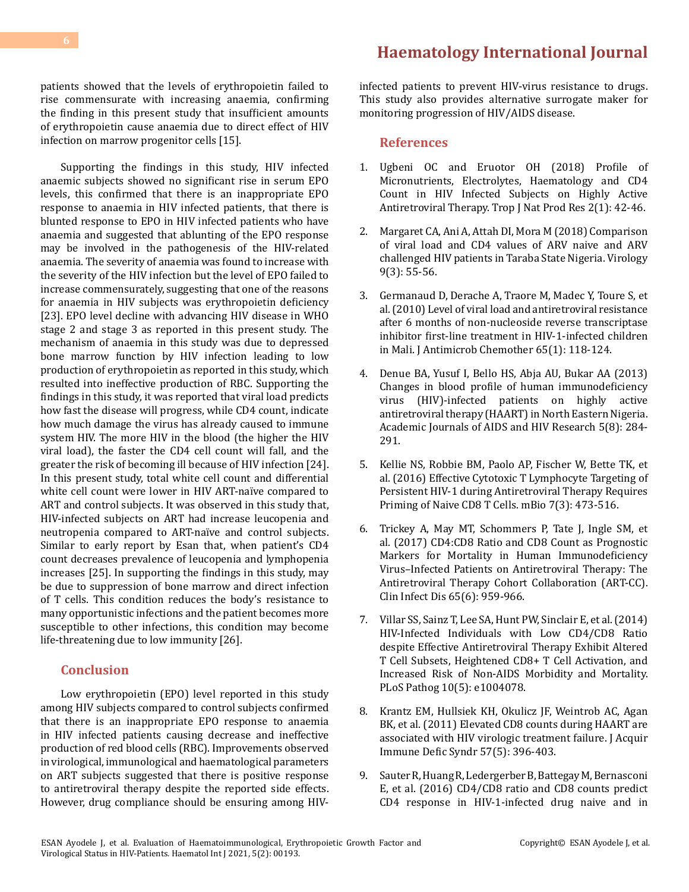patients showed that the levels of erythropoietin failed to rise commensurate with increasing anaemia, confirming the finding in this present study that insufficient amounts of erythropoietin cause anaemia due to direct effect of HIV infection on marrow progenitor cells [15].

Supporting the findings in this study, HIV infected anaemic subjects showed no significant rise in serum EPO levels, this confirmed that there is an inappropriate EPO response to anaemia in HIV infected patients, that there is blunted response to EPO in HIV infected patients who have anaemia and suggested that ablunting of the EPO response may be involved in the pathogenesis of the HIV-related anaemia. The severity of anaemia was found to increase with the severity of the HIV infection but the level of EPO failed to increase commensurately, suggesting that one of the reasons for anaemia in HIV subjects was erythropoietin deficiency [23]. EPO level decline with advancing HIV disease in WHO stage 2 and stage 3 as reported in this present study. The mechanism of anaemia in this study was due to depressed bone marrow function by HIV infection leading to low production of erythropoietin as reported in this study, which resulted into ineffective production of RBC. Supporting the findings in this study, it was reported that viral load predicts how fast the disease will progress, while CD4 count, indicate how much damage the virus has already caused to immune system HIV. The more HIV in the blood (the higher the HIV viral load), the faster the CD4 cell count will fall, and the greater the risk of becoming ill because of HIV infection [24]. In this present study, total white cell count and differential white cell count were lower in HIV ART-naïve compared to ART and control subjects. It was observed in this study that, HIV-infected subjects on ART had increase leucopenia and neutropenia compared to ART-naïve and control subjects. Similar to early report by Esan that, when patient's CD4 count decreases prevalence of leucopenia and lymphopenia increases [25]. In supporting the findings in this study, may be due to suppression of bone marrow and direct infection of T cells. This condition reduces the body's resistance to many opportunistic infections and the patient becomes more susceptible to other infections, this condition may become life-threatening due to low immunity [26].

## Conclusion

Low erythropoietin (EPO) level reported in this study among HIV subjects compared to control subjects confirmed that there is an inappropriate EPO response to anaemia in HIV infected patients causing decrease and ineffective production of red blood cells (RBC). Improvements observed in virological, immunological and haematological parameters on ART subjects suggested that there is positive response to antiretroviral therapy despite the reported side effects. However, drug compliance should be ensuring among HIV-infected patients to prevent HIV-virus resistance to drugs. This study also provides alternative surrogate maker for monitoring progression of HIV/AIDS disease.

## References

1. Ugbeni OC and Eruotor OH (2018) Profile of Micronutrients, Electrolytes, Haematology and CD4 Count in HIV Infected Subjects on Highly Active Antiretroviral Therapy. Trop J Nat Prod Res 2(1): 42-46.
2. Margaret CA, Ani A, Attah DI, Mora M (2018) Comparison of viral load and CD4 values of ARV naive and ARV challenged HIV patients in Taraba State Nigeria. Virology 9(3): 55-56.
3. Germanaud D, Derache A, Traore M, Madec Y, Toure S, et al. (2010) Level of viral load and antiretroviral resistance after 6 months of non-nucleoside reverse transcriptase inhibitor first-line treatment in HIV-1-infected children in Mali. J Antimicrob Chemother 65(1): 118-124.
4. Denue BA, Yusuf I, Bello HS, Abja AU, Bukar AA (2013) Changes in blood profile of human immunodeficiency virus (HIV)-infected patients on highly active antiretroviral therapy (HAART) in North Eastern Nigeria. Academic Journals of AIDS and HIV Research 5(8): 284-291.
5. Kellie NS, Robbie BM, Paolo AP, Fischer W, Bette TK, et al. (2016) Effective Cytotoxic T Lymphocyte Targeting of Persistent HIV-1 during Antiretroviral Therapy Requires Priming of Naive CD8 T Cells. mBio 7(3): 473-516.
6. Trickey A, May MT, Schommers P, Tate J, Ingle SM, et al. (2017) CD4:CD8 Ratio and CD8 Count as Prognostic Markers for Mortality in Human Immunodeficiency Virus–Infected Patients on Antiretroviral Therapy: The Antiretroviral Therapy Cohort Collaboration (ART-CC). Clin Infect Dis 65(6): 959-966.
7. Villar SS, Sainz T, Lee SA, Hunt PW, Sinclair E, et al. (2014) HIV-Infected Individuals with Low CD4/CD8 Ratio despite Effective Antiretroviral Therapy Exhibit Altered T Cell Subsets, Heightened CD8+ T Cell Activation, and Increased Risk of Non-AIDS Morbidity and Mortality. PLoS Pathog 10(5): e1004078.
8. Krantz EM, Hullsiek KH, Okulicz JF, Weintrob AC, Agan BK, et al. (2011) Elevated CD8 counts during HAART are associated with HIV virologic treatment failure. J Acquir Immune Defic Syndr 57(5): 396-403.
9. Sauter R, Huang R, Ledergerber B, Battegay M, Bernasconi E, et al. (2016) CD4/CD8 ratio and CD8 counts predict CD4 response in HIV-1-infected drug naive and in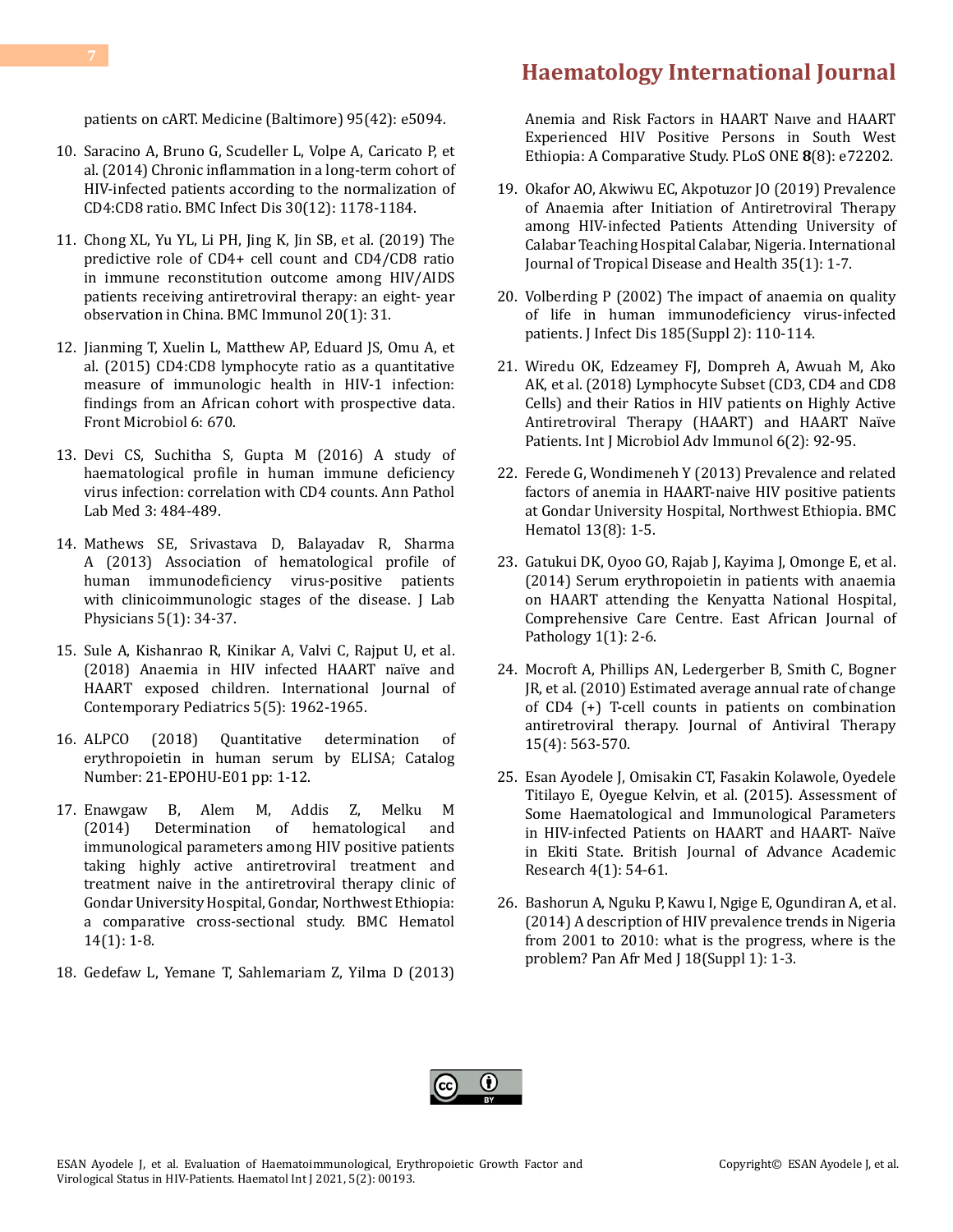patients on cART. Medicine (Baltimore) 95(42): e5094.

10. Saracino A, Bruno G, Scudeller L, Volpe A, Caricato P, et al. (2014) Chronic inflammation in a long-term cohort of HIV-infected patients according to the normalization of CD4:CD8 ratio. BMC Infect Dis 30(12): 1178-1184.

11. Chong XL, Yu YL, Li PH, Jing K, Jin SB, et al. (2019) The predictive role of CD4+ cell count and CD4/CD8 ratio in immune reconstitution outcome among HIV/AIDS patients receiving antiretroviral therapy: an eight- year observation in China. BMC Immunol 20(1): 31.

12. Jianming T, Xuelin L, Matthew AP, Eduard JS, Omu A, et al. (2015) CD4:CD8 lymphocyte ratio as a quantitative measure of immunologic health in HIV-1 infection: findings from an African cohort with prospective data. Front Microbiol 6: 670.

13. Devi CS, Suchitha S, Gupta M (2016) A study of haematological profile in human immune deficiency virus infection: correlation with CD4 counts. Ann Pathol Lab Med 3: 484-489.

14. Mathews SE, Srivastava D, Balayadav R, Sharma A (2013) Association of hematological profile of human immunodeficiency virus-positive patients with clinicoimmunologic stages of the disease. J Lab Physicians 5(1): 34-37.

15. Sule A, Kishanrao R, Kinikar A, Valvi C, Rajput U, et al. (2018) Anaemia in HIV infected HAART naïve and HAART exposed children. International Journal of Contemporary Pediatrics 5(5): 1962-1965.

16. ALPCO (2018) Quantitative determination of erythropoietin in human serum by ELISA; Catalog Number: 21-EPOHU-E01 pp: 1-12.

17. Enawgaw B, Alem M, Addis Z, Melku M (2014) Determination of hematological and immunological parameters among HIV positive patients taking highly active antiretroviral treatment and treatment naive in the antiretroviral therapy clinic of Gondar University Hospital, Gondar, Northwest Ethiopia: a comparative cross-sectional study. BMC Hematol 14(1): 1-8.

18. Gedefaw L, Yemane T, Sahlemariam Z, Yilma D (2013) Anemia and Risk Factors in HAART Naıve and HAART Experienced HIV Positive Persons in South West Ethiopia: A Comparative Study. PLoS ONE **8**(8): e72202.

19. Okafor AO, Akwiwu EC, Akpotuzor JO (2019) Prevalence of Anaemia after Initiation of Antiretroviral Therapy among HIV-infected Patients Attending University of Calabar Teaching Hospital Calabar, Nigeria. International Journal of Tropical Disease and Health 35(1): 1-7.

20. Volberding P (2002) The impact of anaemia on quality of life in human immunodeficiency virus-infected patients. J Infect Dis 185(Suppl 2): 110-114.

21. Wiredu OK, Edzeamey FJ, Dompreh A, Awuah M, Ako AK, et al. (2018) Lymphocyte Subset (CD3, CD4 and CD8 Cells) and their Ratios in HIV patients on Highly Active Antiretroviral Therapy (HAART) and HAART Naïve Patients. Int J Microbiol Adv Immunol 6(2): 92-95.

22. Ferede G, Wondimeneh Y (2013) Prevalence and related factors of anemia in HAART-naive HIV positive patients at Gondar University Hospital, Northwest Ethiopia. BMC Hematol 13(8): 1-5.

23. Gatukui DK, Oyoo GO, Rajab J, Kayima J, Omonge E, et al. (2014) Serum erythropoietin in patients with anaemia on HAART attending the Kenyatta National Hospital, Comprehensive Care Centre. East African Journal of Pathology 1(1): 2-6.

24. Mocroft A, Phillips AN, Ledergerber B, Smith C, Bogner JR, et al. (2010) Estimated average annual rate of change of CD4 (+) T-cell counts in patients on combination antiretroviral therapy. Journal of Antiviral Therapy 15(4): 563-570.

25. Esan Ayodele J, Omisakin CT, Fasakin Kolawole, Oyedele Titilayo E, Oyegue Kelvin, et al. (2015). Assessment of Some Haematological and Immunological Parameters in HIV-infected Patients on HAART and HAART- Naïve in Ekiti State. British Journal of Advance Academic Research 4(1): 54-61.

26. Bashorun A, Nguku P, Kawu I, Ngige E, Ogundiran A, et al. (2014) A description of HIV prevalence trends in Nigeria from 2001 to 2010: what is the progress, where is the problem? Pan Afr Med J 18(Suppl 1): 1-3.